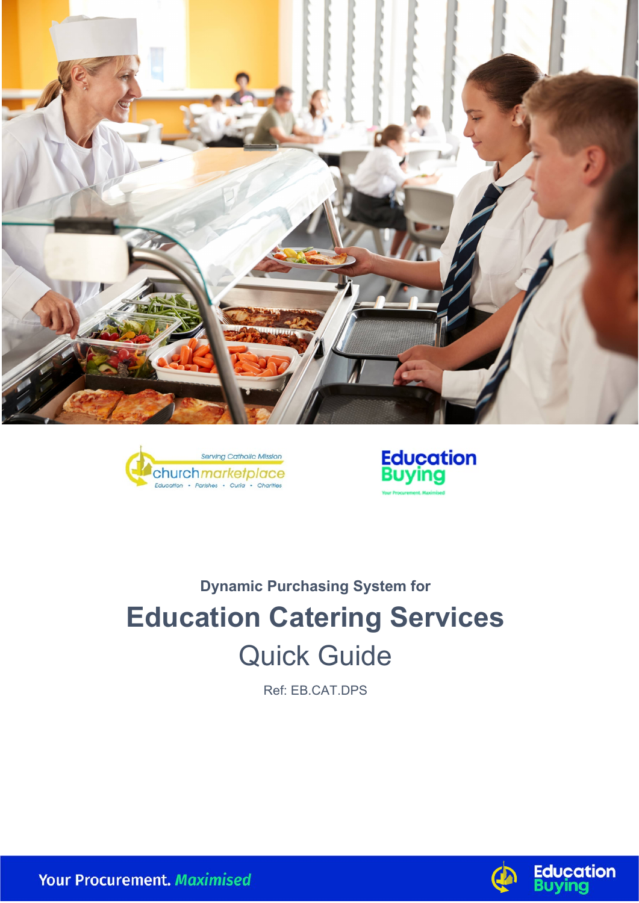Dynamic Purchasing System for

# Education Catering Services

## Quick Guide

Ref: EB.CAT.DPS

Your Procurement. *Maximised*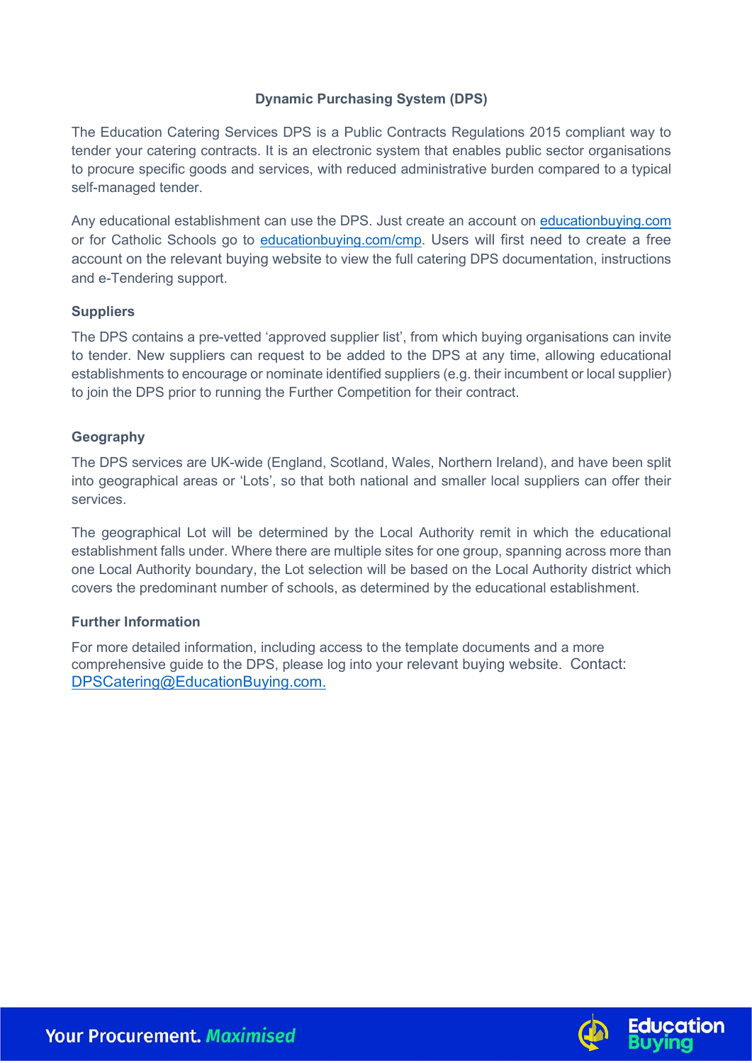## Dynamic Purchasing System (DPS)

The Education Catering Services DPS is a Public Contracts Regulations 2015 compliant way to tender your catering contracts. It is an electronic system that enables public sector organisations to procure specific goods and services, with reduced administrative burden compared to a typical self-managed tender.

Any educational establishment can use the DPS. Just create an account on [educationbuying.com](educationbuying.com) or for Catholic Schools go to [educationbuying.com/cmp](educationbuying.com/cmp). Users will first need to create a free account on the relevant buying website to view the full catering DPS documentation, instructions and e-Tendering support.

### Suppliers

The DPS contains a pre-vetted 'approved supplier list', from which buying organisations can invite to tender. New suppliers can request to be added to the DPS at any time, allowing educational establishments to encourage or nominate identified suppliers (e.g. their incumbent or local supplier) to join the DPS prior to running the Further Competition for their contract.

### Geography

The DPS services are UK-wide (England, Scotland, Wales, Northern Ireland), and have been split into geographical areas or 'Lots', so that both national and smaller local suppliers can offer their services.

The geographical Lot will be determined by the Local Authority remit in which the educational establishment falls under. Where there are multiple sites for one group, spanning across more than one Local Authority boundary, the Lot selection will be based on the Local Authority district which covers the predominant number of schools, as determined by the educational establishment.

### Further Information

For more detailed information, including access to the template documents and a more comprehensive guide to the DPS, please log into your relevant buying website. Contact: [DPSCatering@EducationBuying.com.](mailto:DPSCatering@EducationBuying.com)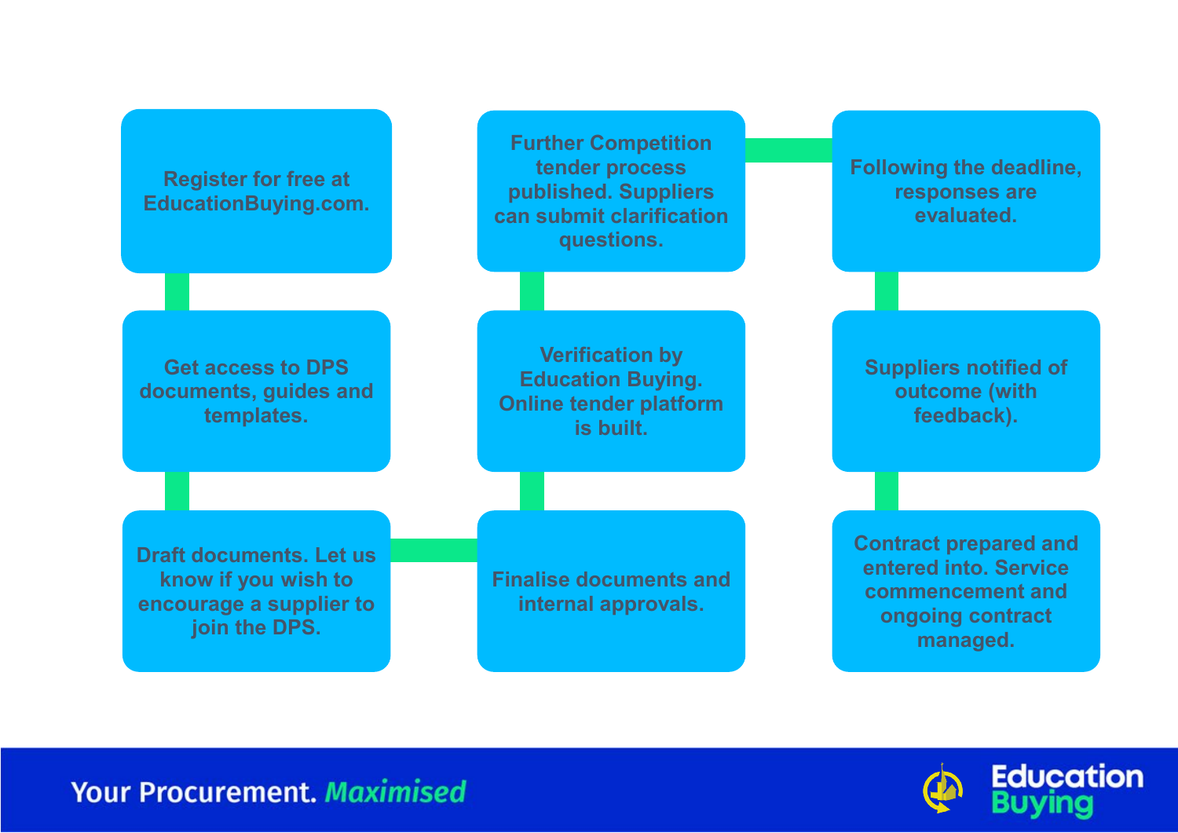Register for free at EducationBuying.com.

Get access to DPS documents, guides and templates.

Draft documents. Let us know if you wish to encourage a supplier to join the DPS.

Finalise documents and internal approvals.

Verification by Education Buying. Online tender platform is built.

Further Competition tender process published. Suppliers can submit clarification questions.

Following the deadline, responses are evaluated.

Suppliers notified of outcome (with feedback).

Contract prepared and entered into. Service commencement and ongoing contract managed.

Your Procurement. *Maximised*

Education Buying